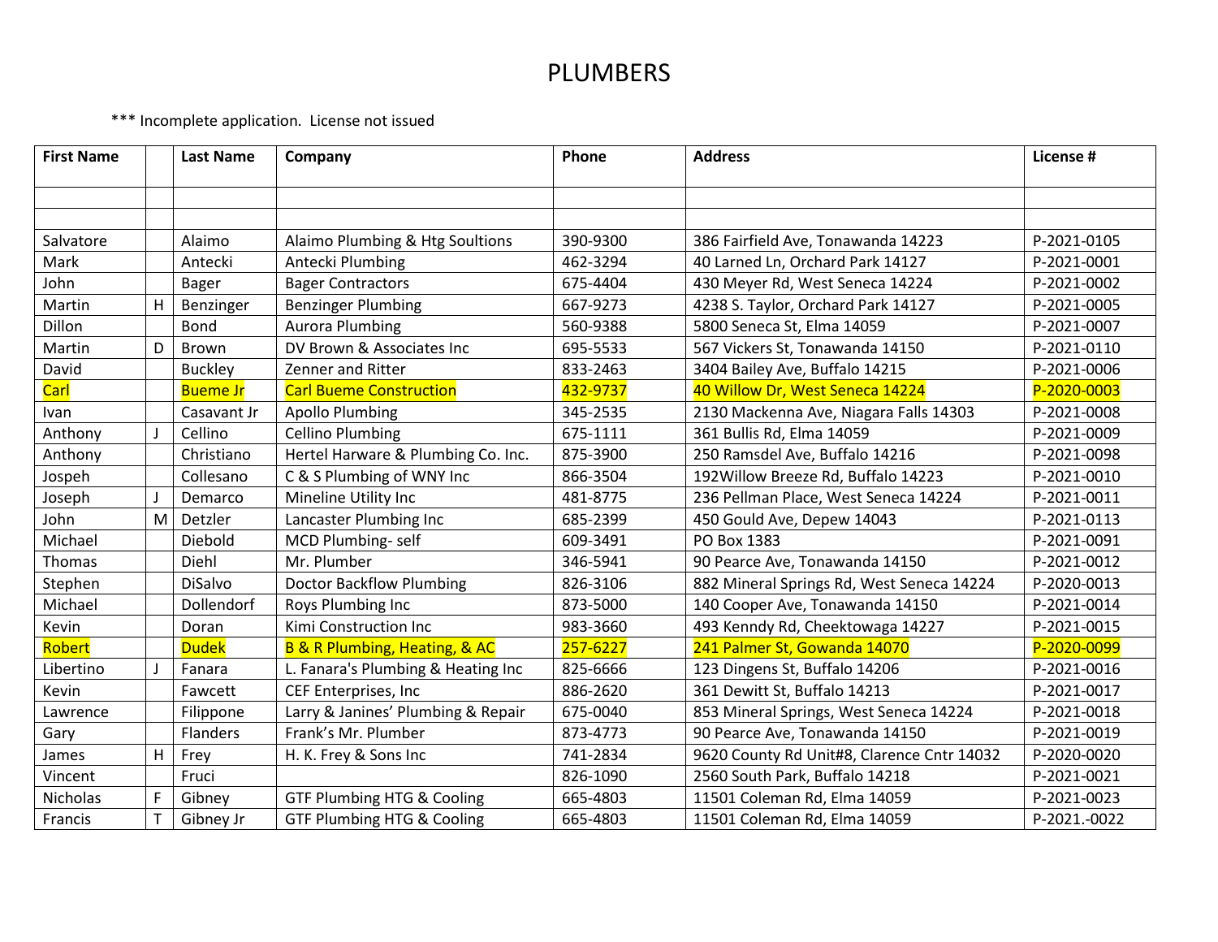# PLUMBERS

\*\*\* Incomplete application. License not issued

| First Name | | Last Name | Company | Phone | Address | License # |
|---|---|---|---|---|---|---|
| | | | | | | |
| | | | | | | |
| Salvatore | | Alaimo | Alaimo Plumbing & Htg Soultions | 390-9300 | 386 Fairfield Ave, Tonawanda 14223 | P-2021-0105 |
| Mark | | Antecki | Antecki Plumbing | 462-3294 | 40 Larned Ln, Orchard Park 14127 | P-2021-0001 |
| John | | Bager | Bager Contractors | 675-4404 | 430 Meyer Rd, West Seneca 14224 | P-2021-0002 |
| Martin | H | Benzinger | Benzinger Plumbing | 667-9273 | 4238 S. Taylor, Orchard Park 14127 | P-2021-0005 |
| Dillon | | Bond | Aurora Plumbing | 560-9388 | 5800 Seneca St, Elma 14059 | P-2021-0007 |
| Martin | D | Brown | DV Brown & Associates Inc | 695-5533 | 567 Vickers St, Tonawanda 14150 | P-2021-0110 |
| David | | Buckley | Zenner and Ritter | 833-2463 | 3404 Bailey Ave, Buffalo 14215 | P-2021-0006 |
| Carl | | Bueme Jr | Carl Bueme Construction | 432-9737 | 40 Willow Dr, West Seneca 14224 | P-2020-0003 |
| Ivan | | Casavant Jr | Apollo Plumbing | 345-2535 | 2130 Mackenna Ave, Niagara Falls 14303 | P-2021-0008 |
| Anthony | J | Cellino | Cellino Plumbing | 675-1111 | 361 Bullis Rd, Elma 14059 | P-2021-0009 |
| Anthony | | Christiano | Hertel Harware & Plumbing Co. Inc. | 875-3900 | 250 Ramsdel Ave, Buffalo 14216 | P-2021-0098 |
| Jospeh | | Collesano | C & S Plumbing of WNY Inc | 866-3504 | 192Willow Breeze Rd, Buffalo 14223 | P-2021-0010 |
| Joseph | J | Demarco | Mineline Utility Inc | 481-8775 | 236 Pellman Place, West Seneca 14224 | P-2021-0011 |
| John | M | Detzler | Lancaster Plumbing Inc | 685-2399 | 450 Gould Ave, Depew 14043 | P-2021-0113 |
| Michael | | Diebold | MCD Plumbing- self | 609-3491 | PO Box 1383 | P-2021-0091 |
| Thomas | | Diehl | Mr. Plumber | 346-5941 | 90 Pearce Ave, Tonawanda 14150 | P-2021-0012 |
| Stephen | | DiSalvo | Doctor Backflow Plumbing | 826-3106 | 882 Mineral Springs Rd, West Seneca 14224 | P-2020-0013 |
| Michael | | Dollendorf | Roys Plumbing Inc | 873-5000 | 140 Cooper Ave, Tonawanda 14150 | P-2021-0014 |
| Kevin | | Doran | Kimi Construction Inc | 983-3660 | 493 Kenndy Rd, Cheektowaga 14227 | P-2021-0015 |
| Robert | | Dudek | B & R Plumbing, Heating, & AC | 257-6227 | 241 Palmer St, Gowanda 14070 | P-2020-0099 |
| Libertino | J | Fanara | L. Fanara's Plumbing & Heating Inc | 825-6666 | 123 Dingens St, Buffalo 14206 | P-2021-0016 |
| Kevin | | Fawcett | CEF Enterprises, Inc | 886-2620 | 361 Dewitt St, Buffalo 14213 | P-2021-0017 |
| Lawrence | | Filippone | Larry & Janines' Plumbing & Repair | 675-0040 | 853 Mineral Springs, West Seneca 14224 | P-2021-0018 |
| Gary | | Flanders | Frank's Mr. Plumber | 873-4773 | 90 Pearce Ave, Tonawanda 14150 | P-2021-0019 |
| James | H | Frey | H. K. Frey & Sons Inc | 741-2834 | 9620 County Rd Unit#8, Clarence Cntr 14032 | P-2020-0020 |
| Vincent | | Fruci | | 826-1090 | 2560 South Park, Buffalo 14218 | P-2021-0021 |
| Nicholas | F | Gibney | GTF Plumbing HTG & Cooling | 665-4803 | 11501 Coleman Rd, Elma 14059 | P-2021-0023 |
| Francis | T | Gibney Jr | GTF Plumbing HTG & Cooling | 665-4803 | 11501 Coleman Rd, Elma 14059 | P-2021.-0022 |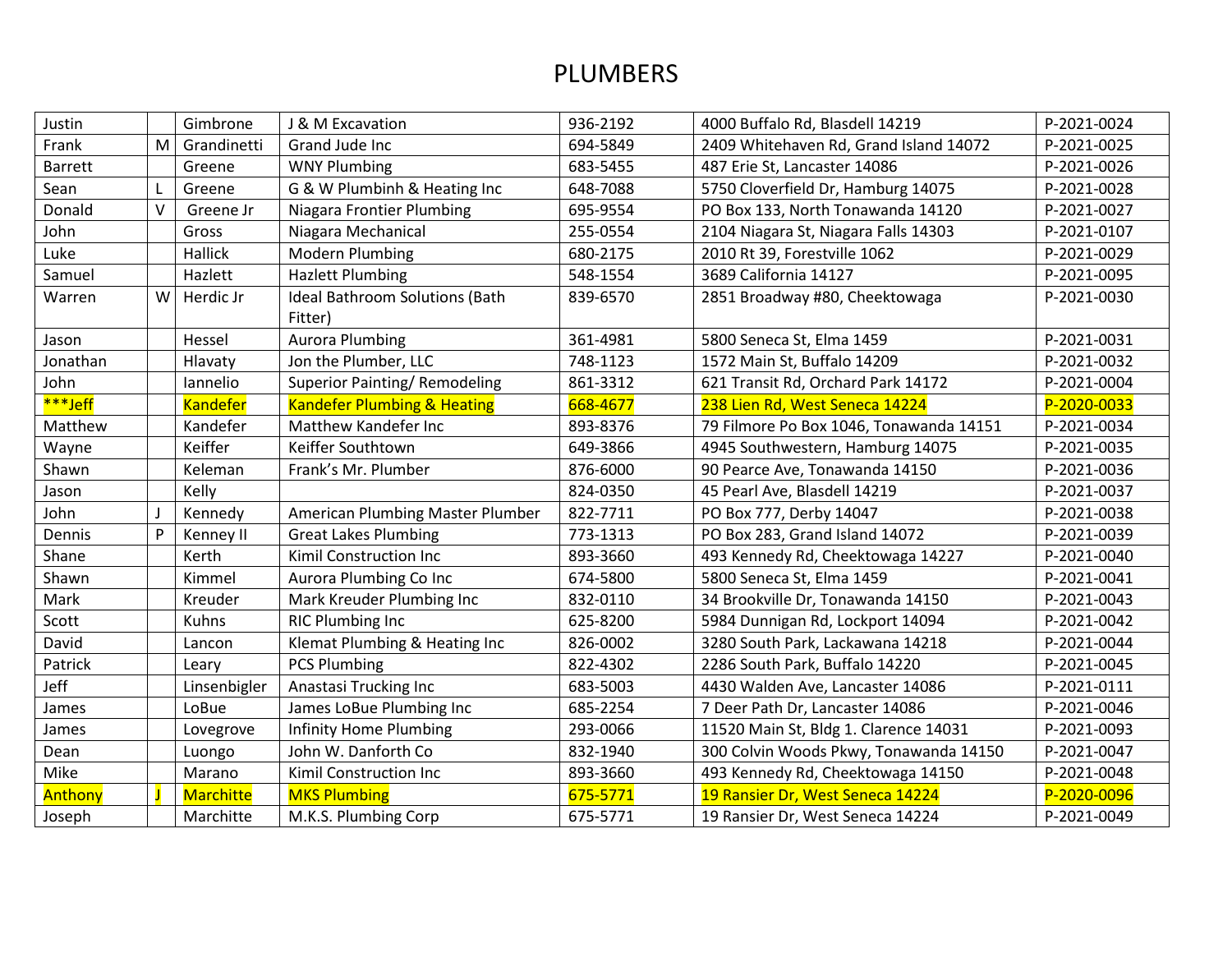# PLUMBERS

| | | | | | | |
|---|---|---|---|---|---|---|
| Justin | | Gimbrone | J & M Excavation | 936-2192 | 4000 Buffalo Rd, Blasdell 14219 | P-2021-0024 |
| Frank | M | Grandinetti | Grand Jude Inc | 694-5849 | 2409 Whitehaven Rd, Grand Island 14072 | P-2021-0025 |
| Barrett | | Greene | WNY Plumbing | 683-5455 | 487 Erie St, Lancaster 14086 | P-2021-0026 |
| Sean | L | Greene | G & W Plumbinh & Heating Inc | 648-7088 | 5750 Cloverfield Dr, Hamburg 14075 | P-2021-0028 |
| Donald | V | Greene Jr | Niagara Frontier Plumbing | 695-9554 | PO Box 133, North Tonawanda 14120 | P-2021-0027 |
| John | | Gross | Niagara Mechanical | 255-0554 | 2104 Niagara St, Niagara Falls 14303 | P-2021-0107 |
| Luke | | Hallick | Modern Plumbing | 680-2175 | 2010 Rt 39, Forestville 1062 | P-2021-0029 |
| Samuel | | Hazlett | Hazlett Plumbing | 548-1554 | 3689 California 14127 | P-2021-0095 |
| Warren | W | Herdic Jr | Ideal Bathroom Solutions (Bath Fitter) | 839-6570 | 2851 Broadway #80, Cheektowaga | P-2021-0030 |
| Jason | | Hessel | Aurora Plumbing | 361-4981 | 5800 Seneca St, Elma 1459 | P-2021-0031 |
| Jonathan | | Hlavaty | Jon the Plumber, LLC | 748-1123 | 1572 Main St, Buffalo 14209 | P-2021-0032 |
| John | | Iannelio | Superior Painting/ Remodeling | 861-3312 | 621 Transit Rd, Orchard Park 14172 | P-2021-0004 |
| ***Jeff | | Kandefer | Kandefer Plumbing & Heating | 668-4677 | 238 Lien Rd, West Seneca 14224 | P-2020-0033 |
| Matthew | | Kandefer | Matthew Kandefer Inc | 893-8376 | 79 Filmore Po Box 1046, Tonawanda 14151 | P-2021-0034 |
| Wayne | | Keiffer | Keiffer Southtown | 649-3866 | 4945 Southwestern, Hamburg 14075 | P-2021-0035 |
| Shawn | | Keleman | Frank's Mr. Plumber | 876-6000 | 90 Pearce Ave, Tonawanda 14150 | P-2021-0036 |
| Jason | | Kelly | | 824-0350 | 45 Pearl Ave, Blasdell 14219 | P-2021-0037 |
| John | J | Kennedy | American Plumbing Master Plumber | 822-7711 | PO Box 777, Derby 14047 | P-2021-0038 |
| Dennis | P | Kenney II | Great Lakes Plumbing | 773-1313 | PO Box 283, Grand Island 14072 | P-2021-0039 |
| Shane | | Kerth | Kimil Construction Inc | 893-3660 | 493 Kennedy Rd, Cheektowaga 14227 | P-2021-0040 |
| Shawn | | Kimmel | Aurora Plumbing Co Inc | 674-5800 | 5800 Seneca St, Elma 1459 | P-2021-0041 |
| Mark | | Kreuder | Mark Kreuder Plumbing Inc | 832-0110 | 34 Brookville Dr, Tonawanda 14150 | P-2021-0043 |
| Scott | | Kuhns | RIC Plumbing Inc | 625-8200 | 5984 Dunnigan Rd, Lockport 14094 | P-2021-0042 |
| David | | Lancon | Klemat Plumbing & Heating Inc | 826-0002 | 3280 South Park, Lackawana 14218 | P-2021-0044 |
| Patrick | | Leary | PCS Plumbing | 822-4302 | 2286 South Park, Buffalo 14220 | P-2021-0045 |
| Jeff | | Linsenbigler | Anastasi Trucking Inc | 683-5003 | 4430 Walden Ave, Lancaster 14086 | P-2021-0111 |
| James | | LoBue | James LoBue Plumbing Inc | 685-2254 | 7 Deer Path Dr, Lancaster 14086 | P-2021-0046 |
| James | | Lovegrove | Infinity Home Plumbing | 293-0066 | 11520 Main St, Bldg 1. Clarence 14031 | P-2021-0093 |
| Dean | | Luongo | John W. Danforth Co | 832-1940 | 300 Colvin Woods Pkwy, Tonawanda 14150 | P-2021-0047 |
| Mike | | Marano | Kimil Construction Inc | 893-3660 | 493 Kennedy Rd, Cheektowaga 14150 | P-2021-0048 |
| Anthony | J | Marchitte | MKS Plumbing | 675-5771 | 19 Ransier Dr, West Seneca 14224 | P-2020-0096 |
| Joseph | | Marchitte | M.K.S. Plumbing Corp | 675-5771 | 19 Ransier Dr, West Seneca 14224 | P-2021-0049 |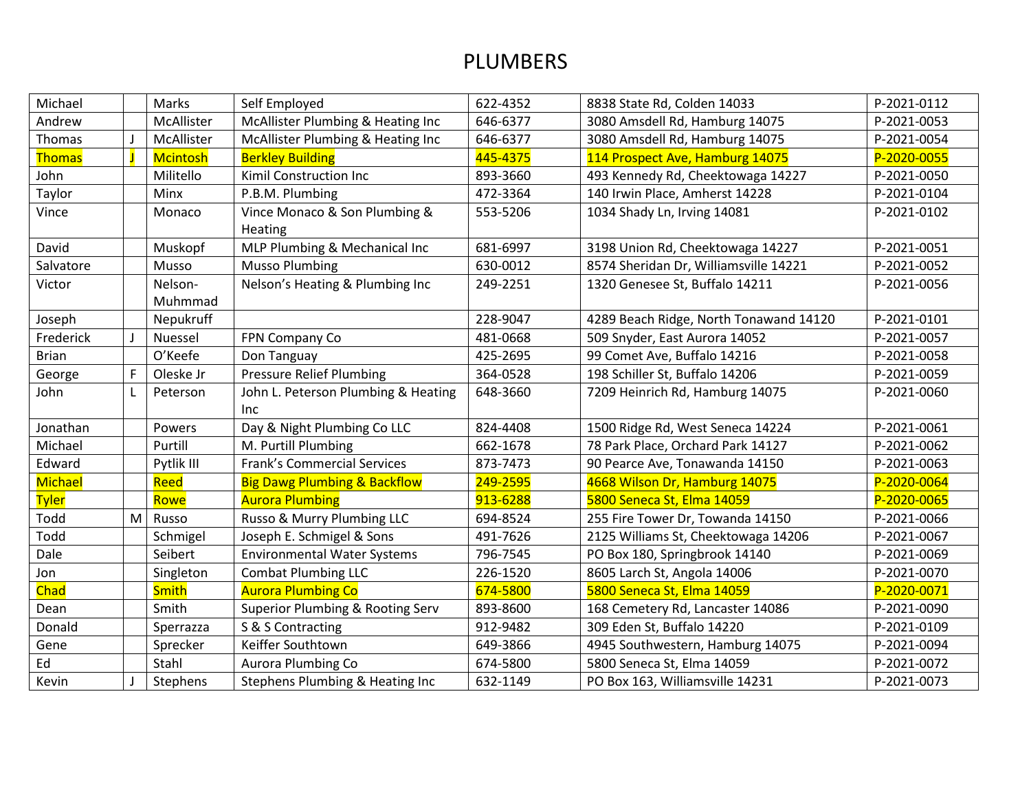# PLUMBERS

| | | | | | | |
|---|---|---|---|---|---|---|
| Michael | | Marks | Self Employed | 622-4352 | 8838 State Rd, Colden 14033 | P-2021-0112 |
| Andrew | | McAllister | McAllister Plumbing & Heating Inc | 646-6377 | 3080 Amsdell Rd, Hamburg 14075 | P-2021-0053 |
| Thomas | J | McAllister | McAllister Plumbing & Heating Inc | 646-6377 | 3080 Amsdell Rd, Hamburg 14075 | P-2021-0054 |
| Thomas | J | Mcintosh | Berkley Building | 445-4375 | 114 Prospect Ave, Hamburg 14075 | P-2020-0055 |
| John | | Militello | Kimil Construction Inc | 893-3660 | 493 Kennedy Rd, Cheektowaga 14227 | P-2021-0050 |
| Taylor | | Minx | P.B.M. Plumbing | 472-3364 | 140 Irwin Place, Amherst 14228 | P-2021-0104 |
| Vince | | Monaco | Vince Monaco & Son Plumbing & Heating | 553-5206 | 1034 Shady Ln, Irving 14081 | P-2021-0102 |
| David | | Muskopf | MLP Plumbing & Mechanical Inc | 681-6997 | 3198 Union Rd, Cheektowaga 14227 | P-2021-0051 |
| Salvatore | | Musso | Musso Plumbing | 630-0012 | 8574 Sheridan Dr, Williamsville 14221 | P-2021-0052 |
| Victor | | Nelson-Muhmmad | Nelson's Heating & Plumbing Inc | 249-2251 | 1320 Genesee St, Buffalo 14211 | P-2021-0056 |
| Joseph | | Nepukruff | | 228-9047 | 4289 Beach Ridge, North Tonawand 14120 | P-2021-0101 |
| Frederick | J | Nuessel | FPN Company Co | 481-0668 | 509 Snyder, East Aurora 14052 | P-2021-0057 |
| Brian | | O'Keefe | Don Tanguay | 425-2695 | 99 Comet Ave, Buffalo 14216 | P-2021-0058 |
| George | F | Oleske Jr | Pressure Relief Plumbing | 364-0528 | 198 Schiller St, Buffalo 14206 | P-2021-0059 |
| John | L | Peterson | John L. Peterson Plumbing & Heating Inc | 648-3660 | 7209 Heinrich Rd, Hamburg 14075 | P-2021-0060 |
| Jonathan | | Powers | Day & Night Plumbing Co LLC | 824-4408 | 1500 Ridge Rd, West Seneca 14224 | P-2021-0061 |
| Michael | | Purtill | M. Purtill Plumbing | 662-1678 | 78 Park Place, Orchard Park 14127 | P-2021-0062 |
| Edward | | Pytlik III | Frank's Commercial Services | 873-7473 | 90 Pearce Ave, Tonawanda 14150 | P-2021-0063 |
| Michael | | Reed | Big Dawg Plumbing & Backflow | 249-2595 | 4668 Wilson Dr, Hamburg 14075 | P-2020-0064 |
| Tyler | | Rowe | Aurora Plumbing | 913-6288 | 5800 Seneca St, Elma 14059 | P-2020-0065 |
| Todd | M | Russo | Russo & Murry Plumbing LLC | 694-8524 | 255 Fire Tower Dr, Towanda 14150 | P-2021-0066 |
| Todd | | Schmigel | Joseph E. Schmigel & Sons | 491-7626 | 2125 Williams St, Cheektowaga 14206 | P-2021-0067 |
| Dale | | Seibert | Environmental Water Systems | 796-7545 | PO Box 180, Springbrook 14140 | P-2021-0069 |
| Jon | | Singleton | Combat Plumbing LLC | 226-1520 | 8605 Larch St, Angola 14006 | P-2021-0070 |
| Chad | | Smith | Aurora Plumbing Co | 674-5800 | 5800 Seneca St, Elma 14059 | P-2020-0071 |
| Dean | | Smith | Superior Plumbing & Rooting Serv | 893-8600 | 168 Cemetery Rd, Lancaster 14086 | P-2021-0090 |
| Donald | | Sperrazza | S & S Contracting | 912-9482 | 309 Eden St, Buffalo 14220 | P-2021-0109 |
| Gene | | Sprecker | Keiffer Southtown | 649-3866 | 4945 Southwestern, Hamburg 14075 | P-2021-0094 |
| Ed | | Stahl | Aurora Plumbing Co | 674-5800 | 5800 Seneca St, Elma 14059 | P-2021-0072 |
| Kevin | J | Stephens | Stephens Plumbing & Heating Inc | 632-1149 | PO Box 163, Williamsville 14231 | P-2021-0073 |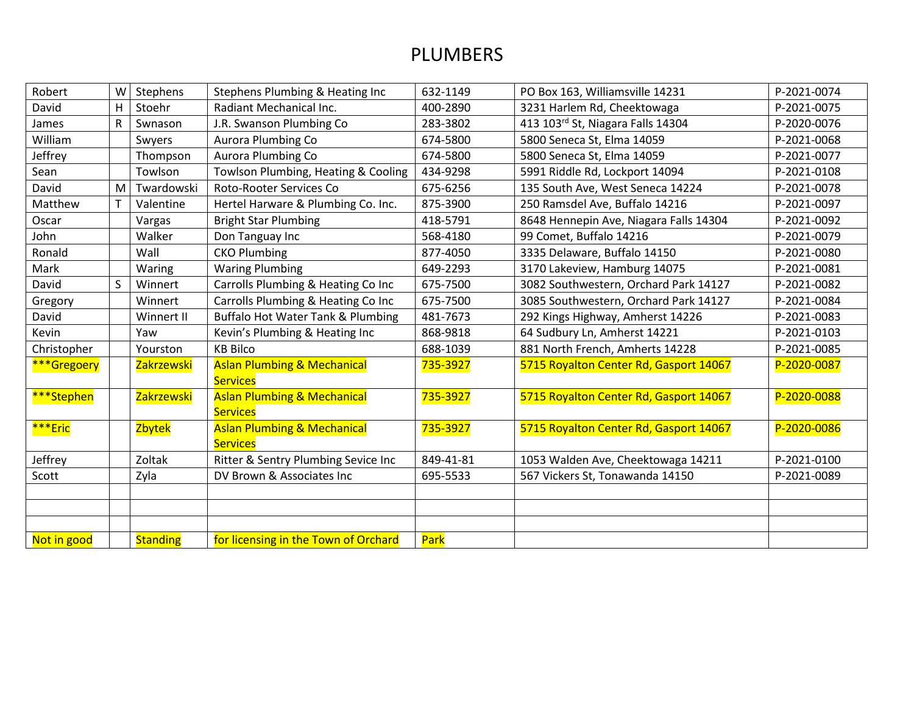# PLUMBERS

| | | | | | | |
|---|---|---|---|---|---|---|
| Robert | W | Stephens | Stephens Plumbing & Heating Inc | 632-1149 | PO Box 163, Williamsville 14231 | P-2021-0074 |
| David | H | Stoehr | Radiant Mechanical Inc. | 400-2890 | 3231 Harlem Rd, Cheektowaga | P-2021-0075 |
| James | R | Swnason | J.R. Swanson Plumbing Co | 283-3802 | 413 103rd St, Niagara Falls 14304 | P-2020-0076 |
| William | | Swyers | Aurora Plumbing Co | 674-5800 | 5800 Seneca St, Elma 14059 | P-2021-0068 |
| Jeffrey | | Thompson | Aurora Plumbing Co | 674-5800 | 5800 Seneca St, Elma 14059 | P-2021-0077 |
| Sean | | Towlson | Towlson Plumbing, Heating & Cooling | 434-9298 | 5991 Riddle Rd, Lockport 14094 | P-2021-0108 |
| David | M | Twardowski | Roto-Rooter Services Co | 675-6256 | 135 South Ave, West Seneca 14224 | P-2021-0078 |
| Matthew | T | Valentine | Hertel Harware & Plumbing Co. Inc. | 875-3900 | 250 Ramsdel Ave, Buffalo 14216 | P-2021-0097 |
| Oscar | | Vargas | Bright Star Plumbing | 418-5791 | 8648 Hennepin Ave, Niagara Falls 14304 | P-2021-0092 |
| John | | Walker | Don Tanguay Inc | 568-4180 | 99 Comet, Buffalo 14216 | P-2021-0079 |
| Ronald | | Wall | CKO Plumbing | 877-4050 | 3335 Delaware, Buffalo 14150 | P-2021-0080 |
| Mark | | Waring | Waring Plumbing | 649-2293 | 3170 Lakeview, Hamburg 14075 | P-2021-0081 |
| David | S | Winnert | Carrolls Plumbing & Heating Co Inc | 675-7500 | 3082 Southwestern, Orchard Park 14127 | P-2021-0082 |
| Gregory | | Winnert | Carrolls Plumbing & Heating Co Inc | 675-7500 | 3085 Southwestern, Orchard Park 14127 | P-2021-0084 |
| David | | Winnert II | Buffalo Hot Water Tank & Plumbing | 481-7673 | 292 Kings Highway, Amherst 14226 | P-2021-0083 |
| Kevin | | Yaw | Kevin's Plumbing & Heating Inc | 868-9818 | 64 Sudbury Ln, Amherst 14221 | P-2021-0103 |
| Christopher | | Yourston | KB Bilco | 688-1039 | 881 North French, Amherts 14228 | P-2021-0085 |
| ***Gregoery | | Zakrzewski | Aslan Plumbing & Mechanical Services | 735-3927 | 5715 Royalton Center Rd, Gasport 14067 | P-2020-0087 |
| ***Stephen | | Zakrzewski | Aslan Plumbing & Mechanical Services | 735-3927 | 5715 Royalton Center Rd, Gasport 14067 | P-2020-0088 |
| ***Eric | | Zbytek | Aslan Plumbing & Mechanical Services | 735-3927 | 5715 Royalton Center Rd, Gasport 14067 | P-2020-0086 |
| Jeffrey | | Zoltak | Ritter & Sentry Plumbing Sevice Inc | 849-41-81 | 1053 Walden Ave, Cheektowaga 14211 | P-2021-0100 |
| Scott | | Zyla | DV Brown & Associates Inc | 695-5533 | 567 Vickers St, Tonawanda 14150 | P-2021-0089 |
| | | | | | | |
| | | | | | | |
| | | | | | | |
| Not in good | | Standing | for licensing in the Town of Orchard | Park | | |